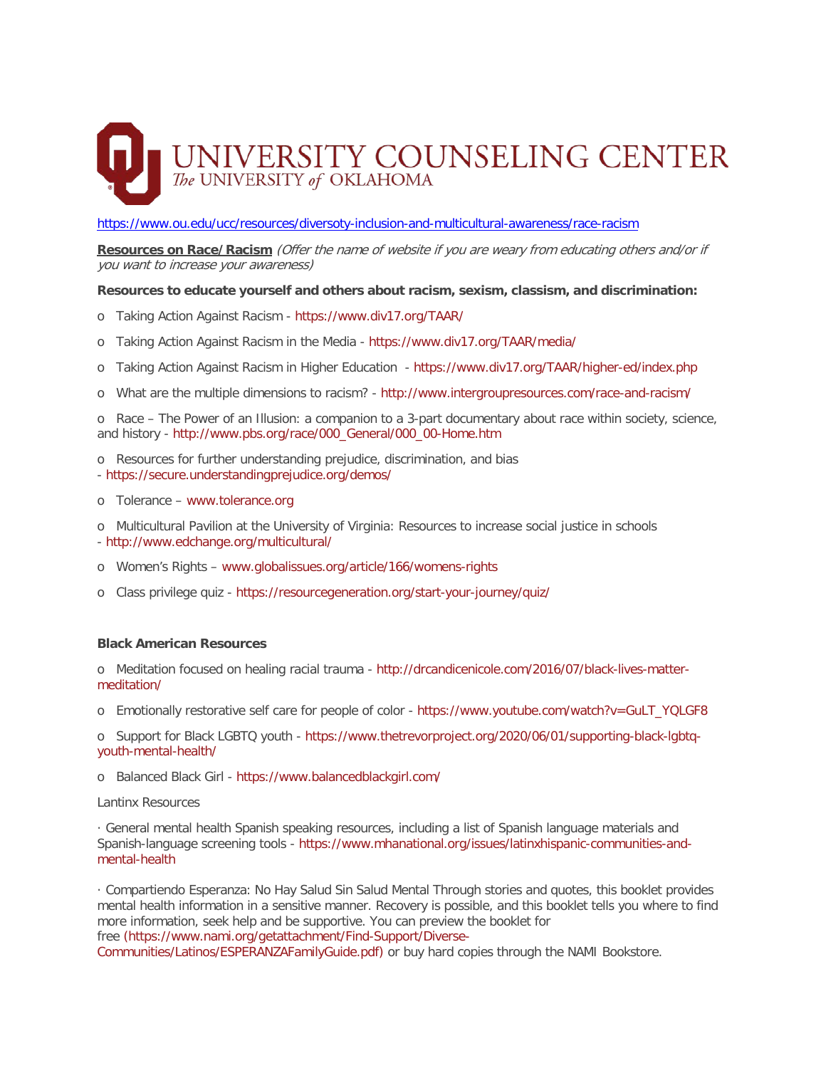# UNIVERSITY COUNSELING CENTER
*The UNIVERSITY of OKLAHOMA*

https://www.ou.edu/ucc/resources/diversoty-inclusion-and-multicultural-awareness/race-racism

**Resources on Race/Racism** *(Offer the name of website if you are weary from educating others and/or if you want to increase your awareness)*

**Resources to educate yourself and others about racism, sexism, classism, and discrimination:**

- Taking Action Against Racism - https://www.div17.org/TAAR/
- Taking Action Against Racism in the Media - https://www.div17.org/TAAR/media/
- Taking Action Against Racism in Higher Education - https://www.div17.org/TAAR/higher-ed/index.php
- What are the multiple dimensions to racism? - http://www.intergroupresources.com/race-and-racism/
- Race – The Power of an Illusion: a companion to a 3-part documentary about race within society, science, and history - http://www.pbs.org/race/000_General/000_00-Home.htm
- Resources for further understanding prejudice, discrimination, and bias - https://secure.understandingprejudice.org/demos/
- Tolerance – www.tolerance.org
- Multicultural Pavilion at the University of Virginia: Resources to increase social justice in schools - http://www.edchange.org/multicultural/
- Women's Rights – www.globalissues.org/article/166/womens-rights
- Class privilege quiz - https://resourcegeneration.org/start-your-journey/quiz/

**Black American Resources**

- Meditation focused on healing racial trauma - http://drcandicenicole.com/2016/07/black-lives-matter-meditation/
- Emotionally restorative self care for people of color - https://www.youtube.com/watch?v=GuLT_YQLGF8
- Support for Black LGBTQ youth - https://www.thetrevorproject.org/2020/06/01/supporting-black-lgbtq-youth-mental-health/
- Balanced Black Girl - https://www.balancedblackgirl.com/

Lantinx Resources

- General mental health Spanish speaking resources, including a list of Spanish language materials and Spanish-language screening tools - https://www.mhanational.org/issues/latinxhispanic-communities-and-mental-health

- Compartiendo Esperanza: No Hay Salud Sin Salud Mental Through stories and quotes, this booklet provides mental health information in a sensitive manner. Recovery is possible, and this booklet tells you where to find more information, seek help and be supportive. You can preview the booklet for free (https://www.nami.org/getattachment/Find-Support/Diverse-Communities/Latinos/ESPERANZAFamilyGuide.pdf) or buy hard copies through the NAMI Bookstore.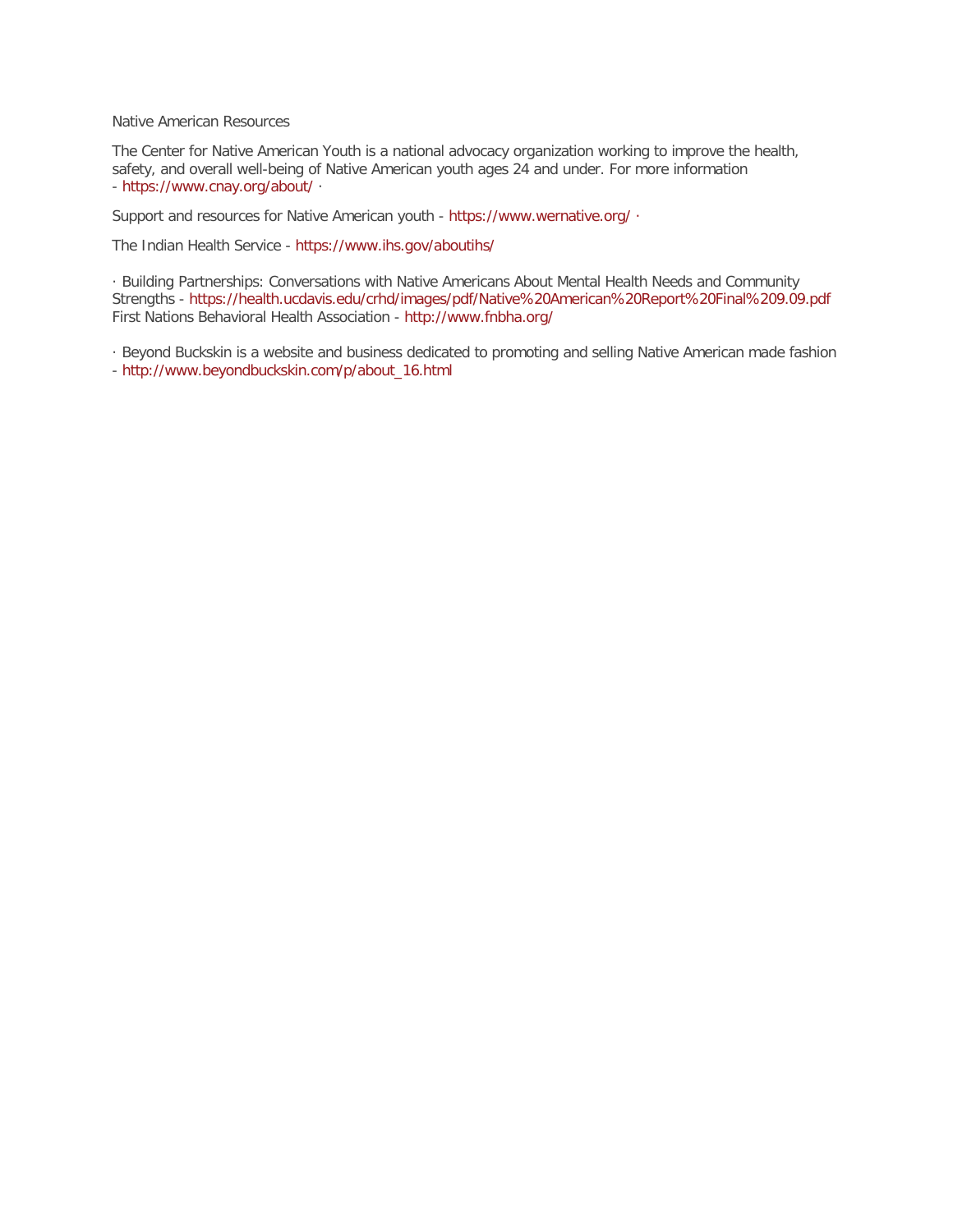Native American Resources

The Center for Native American Youth is a national advocacy organization working to improve the health, safety, and overall well-being of Native American youth ages 24 and under. For more information - https://www.cnay.org/about/ ·

Support and resources for Native American youth - https://www.wernative.org/ ·

The Indian Health Service - https://www.ihs.gov/aboutihs/

· Building Partnerships: Conversations with Native Americans About Mental Health Needs and Community Strengths - https://health.ucdavis.edu/crhd/images/pdf/Native%20American%20Report%20Final%209.09.pdf
First Nations Behavioral Health Association - http://www.fnbha.org/

· Beyond Buckskin is a website and business dedicated to promoting and selling Native American made fashion - http://www.beyondbuckskin.com/p/about_16.html